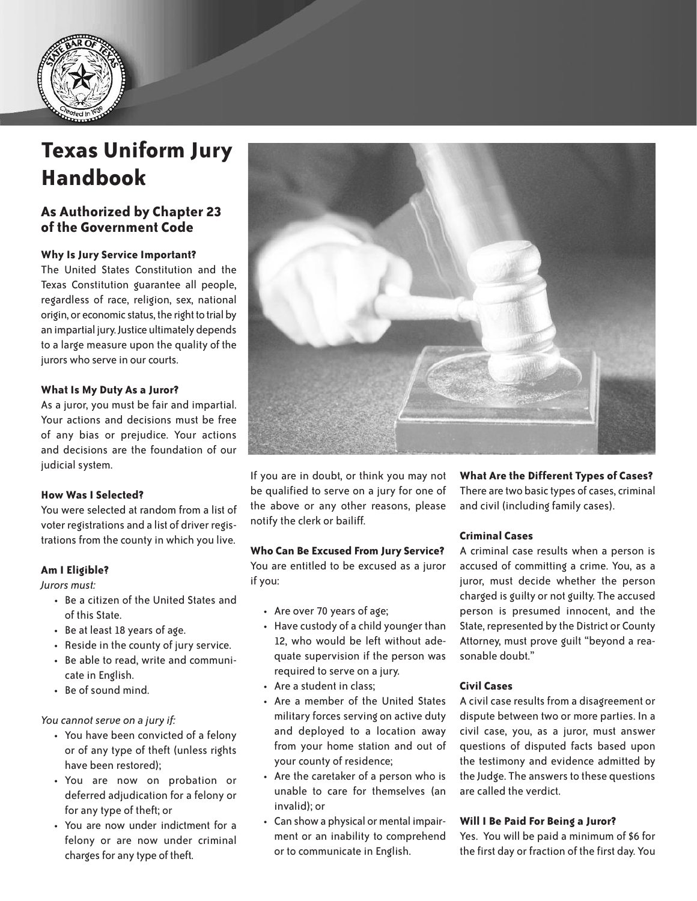# Texas Uniform Jury Handbook

## As Authorized by Chapter 23 of the Government Code

### Why Is Jury Service Important?

The United States Constitution and the Texas Constitution guarantee all people, regardless of race, religion, sex, national origin, or economic status, the right to trial by an impartial jury. Justice ultimately depends to a large measure upon the quality of the jurors who serve in our courts.

### What Is My Duty As a Juror?

As a juror, you must be fair and impartial. Your actions and decisions must be free of any bias or prejudice. Your actions and decisions are the foundation of our judicial system.

### How Was I Selected?

You were selected at random from a list of voter registrations and a list of driver registrations from the county in which you live.

### Am I Eligible?

*Jurors must:*

- Be a citizen of the United States and of this State.
- Be at least 18 years of age.
- Reside in the county of jury service.
- Be able to read, write and communicate in English.
- Be of sound mind.

*You cannot serve on a jury if:*

- You have been convicted of a felony or of any type of theft (unless rights have been restored);
- You are now on probation or deferred adjudication for a felony or for any type of theft; or
- You are now under indictment for a felony or are now under criminal charges for any type of theft.

If you are in doubt, or think you may not be qualified to serve on a jury for one of the above or any other reasons, please notify the clerk or bailiff.

### Who Can Be Excused From Jury Service?

You are entitled to be excused as a juror if you:

- Are over 70 years of age;
- Have custody of a child younger than 12, who would be left without adequate supervision if the person was required to serve on a jury.
- Are a student in class;
- Are a member of the United States military forces serving on active duty and deployed to a location away from your home station and out of your county of residence;
- Are the caretaker of a person who is unable to care for themselves (an invalid); or
- Can show a physical or mental impairment or an inability to comprehend or to communicate in English.

### What Are the Different Types of Cases?

There are two basic types of cases, criminal and civil (including family cases).

#### Criminal Cases

A criminal case results when a person is accused of committing a crime. You, as a juror, must decide whether the person charged is guilty or not guilty. The accused person is presumed innocent, and the State, represented by the District or County Attorney, must prove guilt "beyond a reasonable doubt."

#### Civil Cases

A civil case results from a disagreement or dispute between two or more parties. In a civil case, you, as a juror, must answer questions of disputed facts based upon the testimony and evidence admitted by the Judge. The answers to these questions are called the verdict.

### Will I Be Paid For Being a Juror?

Yes. You will be paid a minimum of $6 for the first day or fraction of the first day. You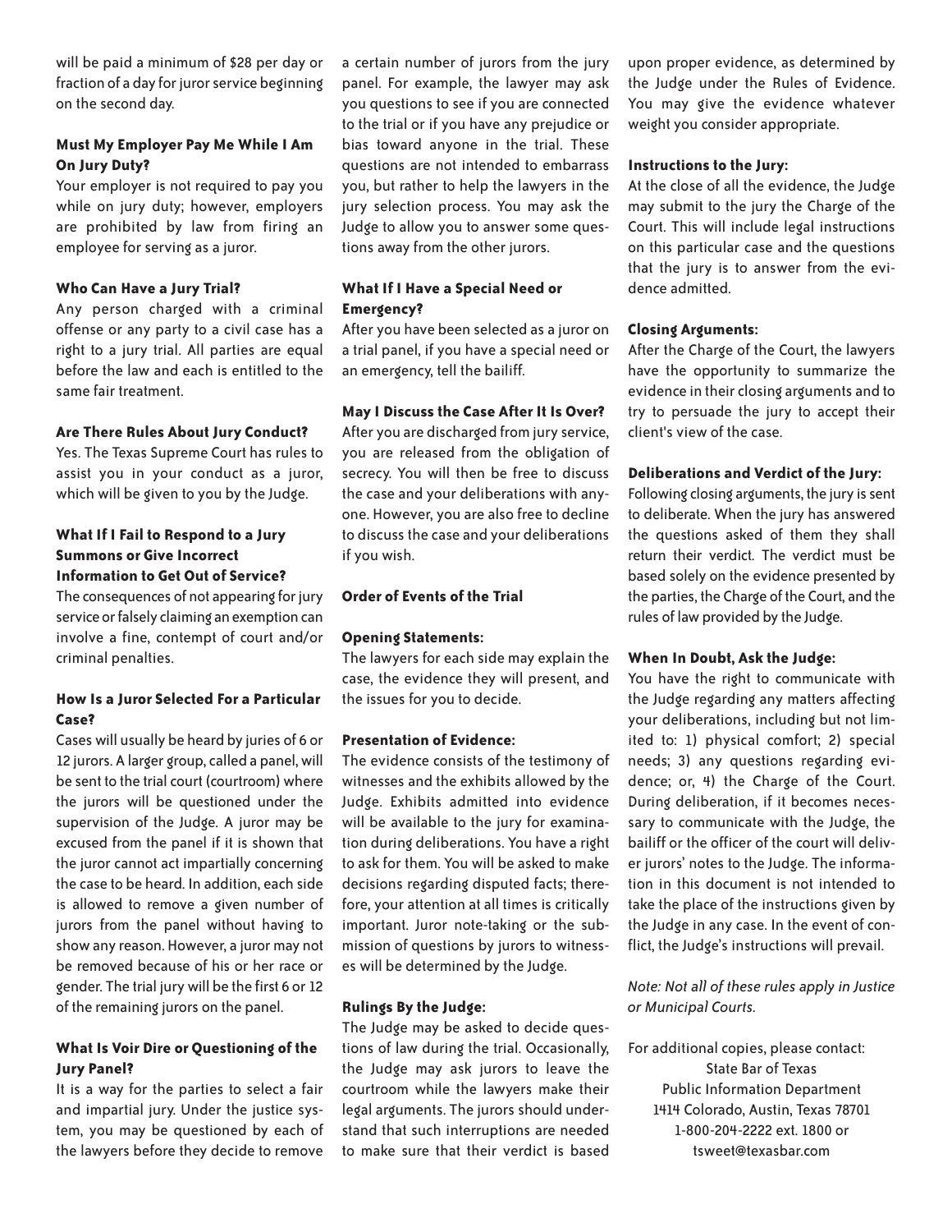will be paid a minimum of $28 per day or fraction of a day for juror service beginning on the second day.

#### Must My Employer Pay Me While I Am On Jury Duty?

Your employer is not required to pay you while on jury duty; however, employers are prohibited by law from firing an employee for serving as a juror.

#### Who Can Have a Jury Trial?

Any person charged with a criminal offense or any party to a civil case has a right to a jury trial. All parties are equal before the law and each is entitled to the same fair treatment.

#### Are There Rules About Jury Conduct?

Yes. The Texas Supreme Court has rules to assist you in your conduct as a juror, which will be given to you by the Judge.

#### What If I Fail to Respond to a Jury Summons or Give Incorrect Information to Get Out of Service?

The consequences of not appearing for jury service or falsely claiming an exemption can involve a fine, contempt of court and/or criminal penalties.

#### How Is a Juror Selected For a Particular Case?

Cases will usually be heard by juries of 6 or 12 jurors. A larger group, called a panel, will be sent to the trial court (courtroom) where the jurors will be questioned under the supervision of the Judge. A juror may be excused from the panel if it is shown that the juror cannot act impartially concerning the case to be heard. In addition, each side is allowed to remove a given number of jurors from the panel without having to show any reason. However, a juror may not be removed because of his or her race or gender. The trial jury will be the first 6 or 12 of the remaining jurors on the panel.

#### What Is Voir Dire or Questioning of the Jury Panel?

It is a way for the parties to select a fair and impartial jury. Under the justice system, you may be questioned by each of the lawyers before they decide to remove a certain number of jurors from the jury panel. For example, the lawyer may ask you questions to see if you are connected to the trial or if you have any prejudice or bias toward anyone in the trial. These questions are not intended to embarrass you, but rather to help the lawyers in the jury selection process. You may ask the Judge to allow you to answer some questions away from the other jurors.

#### What If I Have a Special Need or Emergency?

After you have been selected as a juror on a trial panel, if you have a special need or an emergency, tell the bailiff.

#### May I Discuss the Case After It Is Over?

After you are discharged from jury service, you are released from the obligation of secrecy. You will then be free to discuss the case and your deliberations with anyone. However, you are also free to decline to discuss the case and your deliberations if you wish.

### Order of Events of the Trial

#### Opening Statements:

The lawyers for each side may explain the case, the evidence they will present, and the issues for you to decide.

#### Presentation of Evidence:

The evidence consists of the testimony of witnesses and the exhibits allowed by the Judge. Exhibits admitted into evidence will be available to the jury for examination during deliberations. You have a right to ask for them. You will be asked to make decisions regarding disputed facts; therefore, your attention at all times is critically important. Juror note-taking or the submission of questions by jurors to witnesses will be determined by the Judge.

#### Rulings By the Judge:

The Judge may be asked to decide questions of law during the trial. Occasionally, the Judge may ask jurors to leave the courtroom while the lawyers make their legal arguments. The jurors should understand that such interruptions are needed to make sure that their verdict is based upon proper evidence, as determined by the Judge under the Rules of Evidence. You may give the evidence whatever weight you consider appropriate.

#### Instructions to the Jury:

At the close of all the evidence, the Judge may submit to the jury the Charge of the Court. This will include legal instructions on this particular case and the questions that the jury is to answer from the evidence admitted.

#### Closing Arguments:

After the Charge of the Court, the lawyers have the opportunity to summarize the evidence in their closing arguments and to try to persuade the jury to accept their client's view of the case.

#### Deliberations and Verdict of the Jury:

Following closing arguments, the jury is sent to deliberate. When the jury has answered the questions asked of them they shall return their verdict. The verdict must be based solely on the evidence presented by the parties, the Charge of the Court, and the rules of law provided by the Judge.

#### When In Doubt, Ask the Judge:

You have the right to communicate with the Judge regarding any matters affecting your deliberations, including but not limited to: 1) physical comfort; 2) special needs; 3) any questions regarding evidence; or, 4) the Charge of the Court. During deliberation, if it becomes necessary to communicate with the Judge, the bailiff or the officer of the court will deliver jurors' notes to the Judge. The information in this document is not intended to take the place of the instructions given by the Judge in any case. In the event of conflict, the Judge's instructions will prevail.

*Note: Not all of these rules apply in Justice or Municipal Courts.*

For additional copies, please contact:
State Bar of Texas
Public Information Department
1414 Colorado, Austin, Texas 78701
1-800-204-2222 ext. 1800 or
tsweet@texasbar.com